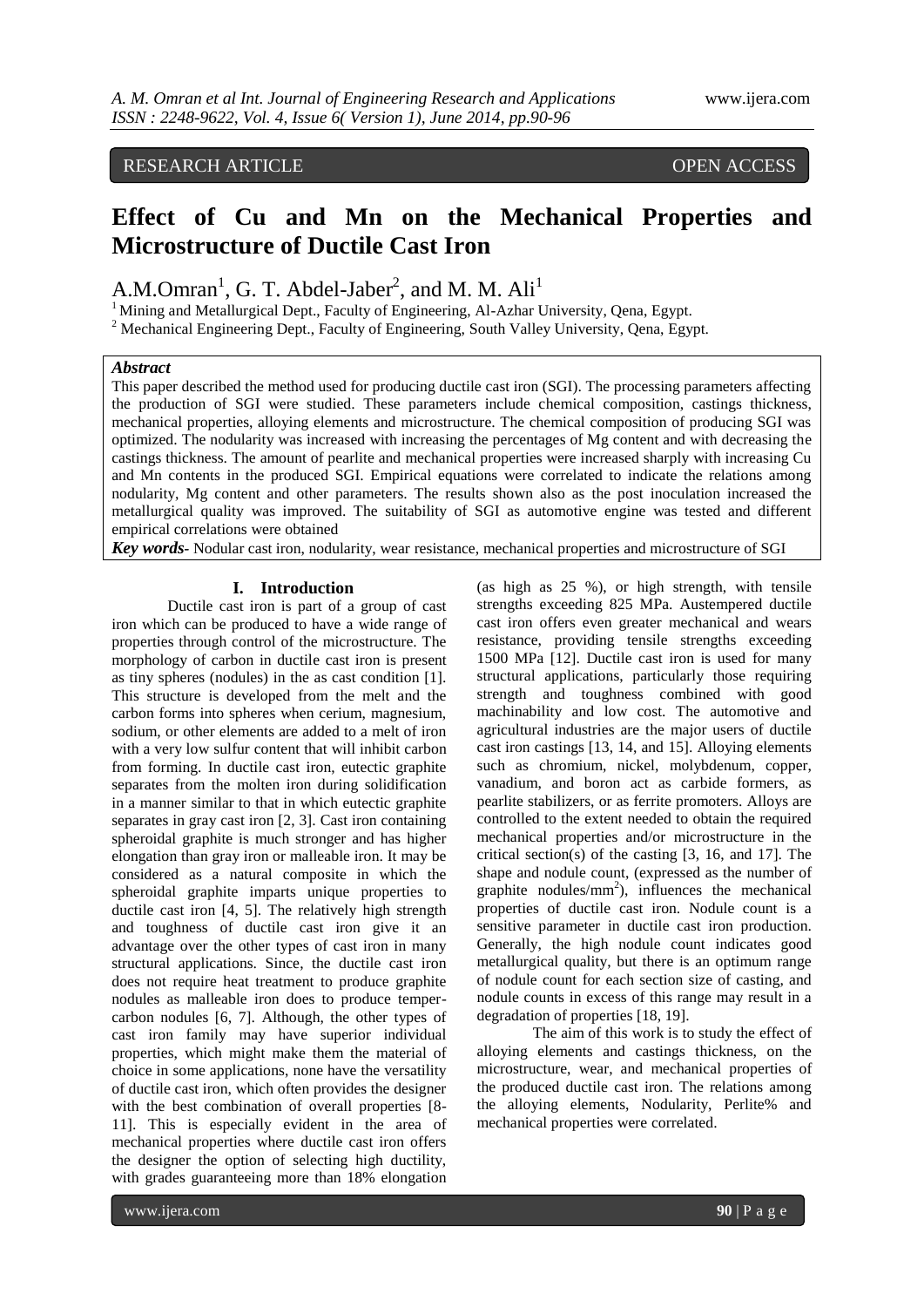RESEARCH ARTICLE OPEN ACCESS

# Effect of Cu and Mn on the Mechanical Properties and Microstructure of Ductile Cast Iron

A.M.Omran[1], G. T. Abdel-Jaber[2], and M. M. Ali[1]

[1] Mining and Metallurgical Dept., Faculty of Engineering, Al-Azhar University, Qena, Egypt.

[2] Mechanical Engineering Dept., Faculty of Engineering, South Valley University, Qena, Egypt.

***Abstract***

This paper described the method used for producing ductile cast iron (SGI). The processing parameters affecting the production of SGI were studied. These parameters include chemical composition, castings thickness, mechanical properties, alloying elements and microstructure. The chemical composition of producing SGI was optimized. The nodularity was increased with increasing the percentages of Mg content and with decreasing the castings thickness. The amount of pearlite and mechanical properties were increased sharply with increasing Cu and Mn contents in the produced SGI. Empirical equations were correlated to indicate the relations among nodularity, Mg content and other parameters. The results shown also as the post inoculation increased the metallurgical quality was improved. The suitability of SGI as automotive engine was tested and different empirical correlations were obtained

***Key words-*** Nodular cast iron, nodularity, wear resistance, mechanical properties and microstructure of SGI

## I. Introduction

Ductile cast iron is part of a group of cast iron which can be produced to have a wide range of properties through control of the microstructure. The morphology of carbon in ductile cast iron is present as tiny spheres (nodules) in the as cast condition [1]. This structure is developed from the melt and the carbon forms into spheres when cerium, magnesium, sodium, or other elements are added to a melt of iron with a very low sulfur content that will inhibit carbon from forming. In ductile cast iron, eutectic graphite separates from the molten iron during solidification in a manner similar to that in which eutectic graphite separates in gray cast iron [2, 3]. Cast iron containing spheroidal graphite is much stronger and has higher elongation than gray iron or malleable iron. It may be considered as a natural composite in which the spheroidal graphite imparts unique properties to ductile cast iron [4, 5]. The relatively high strength and toughness of ductile cast iron give it an advantage over the other types of cast iron in many structural applications. Since, the ductile cast iron does not require heat treatment to produce graphite nodules as malleable iron does to produce temper-carbon nodules [6, 7]. Although, the other types of cast iron family may have superior individual properties, which might make them the material of choice in some applications, none have the versatility of ductile cast iron, which often provides the designer with the best combination of overall properties [8-11]. This is especially evident in the area of mechanical properties where ductile cast iron offers the designer the option of selecting high ductility, with grades guaranteeing more than 18% elongation (as high as 25 %), or high strength, with tensile strengths exceeding 825 MPa. Austempered ductile cast iron offers even greater mechanical and wears resistance, providing tensile strengths exceeding 1500 MPa [12]. Ductile cast iron is used for many structural applications, particularly those requiring strength and toughness combined with good machinability and low cost. The automotive and agricultural industries are the major users of ductile cast iron castings [13, 14, and 15]. Alloying elements such as chromium, nickel, molybdenum, copper, vanadium, and boron act as carbide formers, as pearlite stabilizers, or as ferrite promoters. Alloys are controlled to the extent needed to obtain the required mechanical properties and/or microstructure in the critical section(s) of the casting [3, 16, and 17]. The shape and nodule count, (expressed as the number of graphite nodules/mm$^2$), influences the mechanical properties of ductile cast iron. Nodule count is a sensitive parameter in ductile cast iron production. Generally, the high nodule count indicates good metallurgical quality, but there is an optimum range of nodule count for each section size of casting, and nodule counts in excess of this range may result in a degradation of properties [18, 19].

The aim of this work is to study the effect of alloying elements and castings thickness, on the microstructure, wear, and mechanical properties of the produced ductile cast iron. The relations among the alloying elements, Nodularity, Perlite% and mechanical properties were correlated.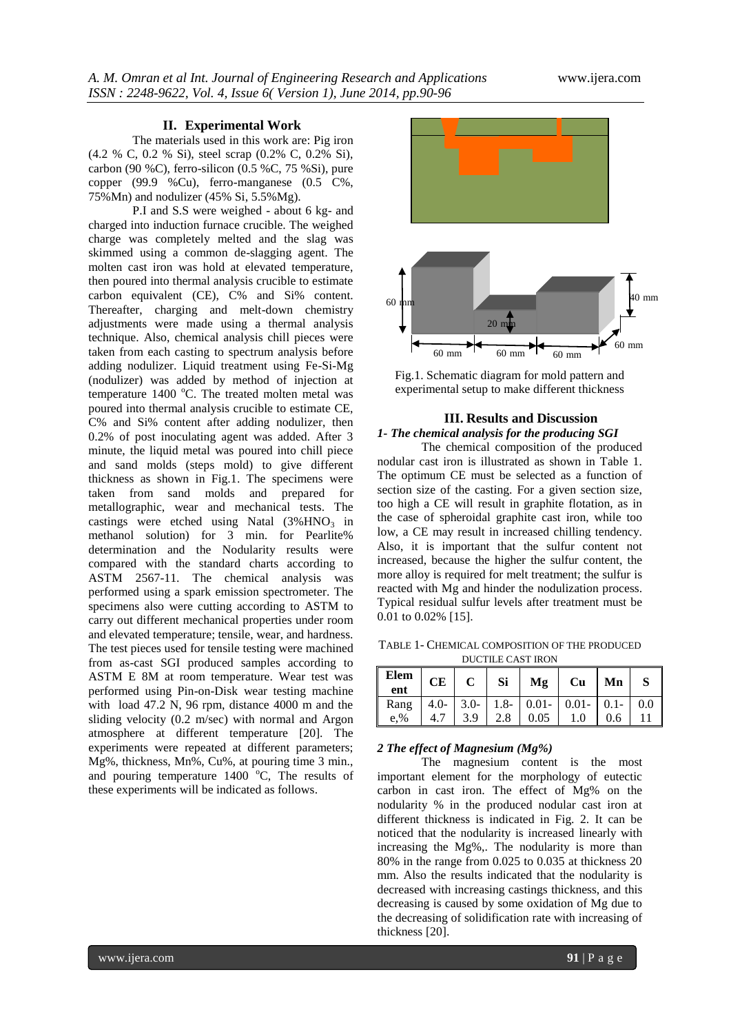## II. Experimental Work

The materials used in this work are: Pig iron (4.2 % C, 0.2 % Si), steel scrap (0.2% C, 0.2% Si), carbon (90 %C), ferro-silicon (0.5 %C, 75 %Si), pure copper (99.9 %Cu), ferro-manganese (0.5 C%, 75%Mn) and nodulizer (45% Si, 5.5%Mg).

P.I and S.S were weighed - about 6 kg- and charged into induction furnace crucible. The weighed charge was completely melted and the slag was skimmed using a common de-slagging agent. The molten cast iron was hold at elevated temperature, then poured into thermal analysis crucible to estimate carbon equivalent (CE), C% and Si% content. Thereafter, charging and melt-down chemistry adjustments were made using a thermal analysis technique. Also, chemical analysis chill pieces were taken from each casting to spectrum analysis before adding nodulizer. Liquid treatment using Fe-Si-Mg (nodulizer) was added by method of injection at temperature 1400 $^{o}$C. The treated molten metal was poured into thermal analysis crucible to estimate CE, C% and Si% content after adding nodulizer, then 0.2% of post inoculating agent was added. After 3 minute, the liquid metal was poured into chill piece and sand molds (steps mold) to give different thickness as shown in Fig.1. The specimens were taken from sand molds and prepared for metallographic, wear and mechanical tests. The castings were etched using Natal (3%$HNO_3$ in methanol solution) for 3 min. for Pearlite% determination and the Nodularity results were compared with the standard charts according to ASTM 2567-11. The chemical analysis was performed using a spark emission spectrometer. The specimens also were cutting according to ASTM to carry out different mechanical properties under room and elevated temperature; tensile, wear, and hardness. The test pieces used for tensile testing were machined from as-cast SGI produced samples according to ASTM E 8M at room temperature. Wear test was performed using Pin-on-Disk wear testing machine with load 47.2 N, 96 rpm, distance 4000 m and the sliding velocity (0.2 m/sec) with normal and Argon atmosphere at different temperature [20]. The experiments were repeated at different parameters; Mg%, thickness, Mn%, Cu%, at pouring time 3 min., and pouring temperature 1400 $^{o}$C, The results of these experiments will be indicated as follows.

Fig.1. Schematic diagram for mold pattern and experimental setup to make different thickness

## III. Results and Discussion

### *1- The chemical analysis for the producing SGI*

The chemical composition of the produced nodular cast iron is illustrated as shown in Table 1. The optimum CE must be selected as a function of section size of the casting. For a given section size, too high a CE will result in graphite flotation, as in the case of spheroidal graphite cast iron, while too low, a CE may result in increased chilling tendency. Also, it is important that the sulfur content not increased, because the higher the sulfur content, the more alloy is required for melt treatment; the sulfur is reacted with Mg and hinder the nodulization process. Typical residual sulfur levels after treatment must be 0.01 to 0.02% [15].

TABLE 1- CHEMICAL COMPOSITION OF THE PRODUCED DUCTILE CAST IRON

| Element | CE | C | Si | Mg | Cu | Mn | S |
|---|---|---|---|---|---|---|---|
| Range,% | 4.0-4.7 | 3.0-3.9 | 1.8-2.8 | 0.01-0.05 | 0.01-1.0 | 0.1-0.6 | 0.011 |

### *2 The effect of Magnesium (Mg%)*

The magnesium content is the most important element for the morphology of eutectic carbon in cast iron. The effect of Mg% on the nodularity % in the produced nodular cast iron at different thickness is indicated in Fig. 2. It can be noticed that the nodularity is increased linearly with increasing the Mg%,. The nodularity is more than 80% in the range from 0.025 to 0.035 at thickness 20 mm. Also the results indicated that the nodularity is decreased with increasing castings thickness, and this decreasing is caused by some oxidation of Mg due to the decreasing of solidification rate with increasing of thickness [20].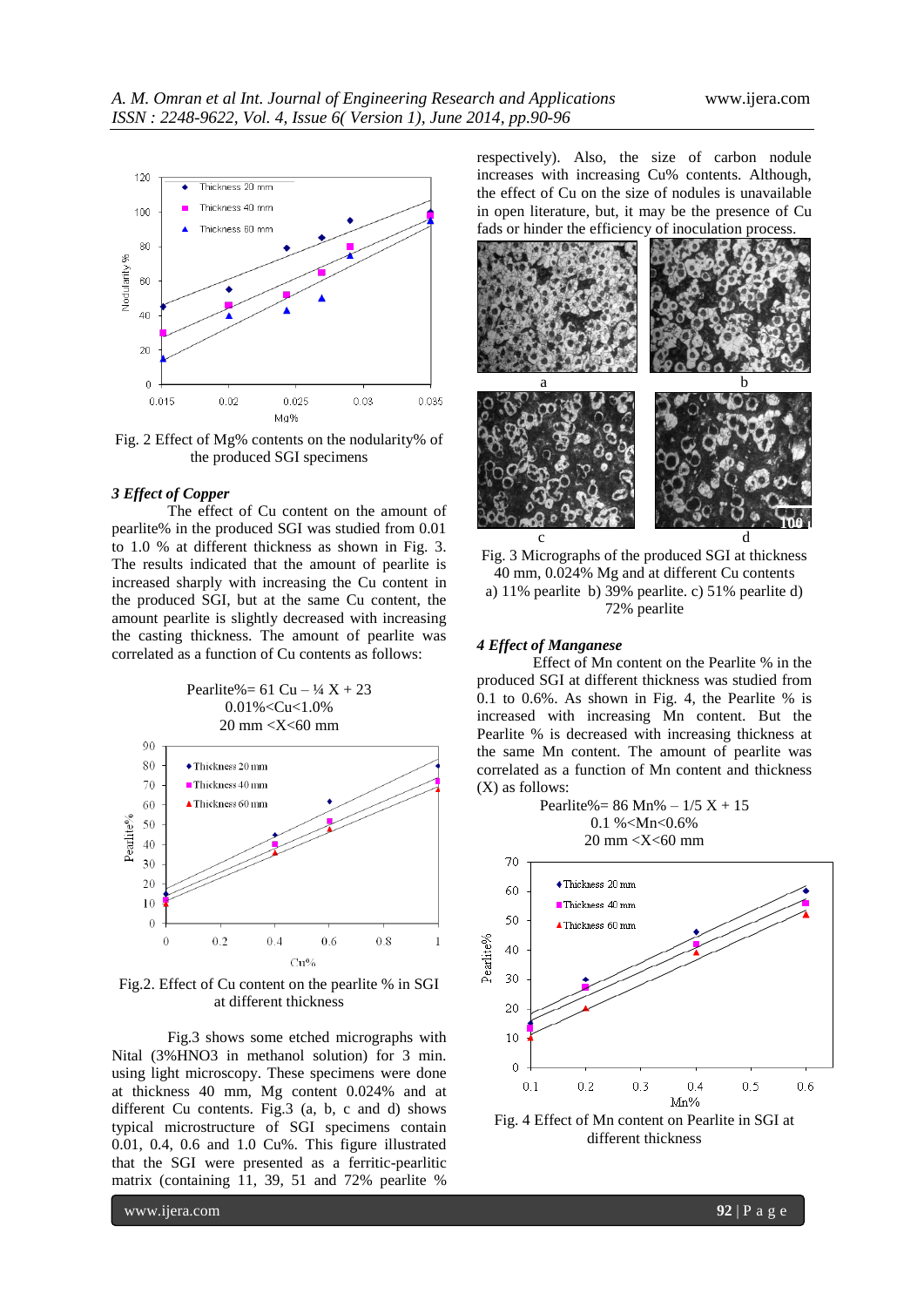Fig. 2 Effect of Mg% contents on the nodularity% of the produced SGI specimens

### 3 Effect of Copper

The effect of Cu content on the amount of pearlite% in the produced SGI was studied from 0.01 to 1.0 % at different thickness as shown in Fig. 3. The results indicated that the amount of pearlite is increased sharply with increasing the Cu content in the produced SGI, but at the same Cu content, the amount pearlite is slightly decreased with increasing the casting thickness. The amount of pearlite was correlated as a function of Cu contents as follows:

$$\text{Pearlite\%} = 61\ \text{Cu} - \tfrac{1}{4}\ X + 23$$
$$0.01\% < \text{Cu} < 1.0\%$$
$$20\ \text{mm} < X < 60\ \text{mm}$$

Fig.2. Effect of Cu content on the pearlite % in SGI at different thickness

Fig.3 shows some etched micrographs with Nital (3%$HNO_3$ in methanol solution) for 3 min. using light microscopy. These specimens were done at thickness 40 mm, Mg content 0.024% and at different Cu contents. Fig.3 (a, b, c and d) shows typical microstructure of SGI specimens contain 0.01, 0.4, 0.6 and 1.0 Cu%. This figure illustrated that the SGI were presented as a ferritic-pearlitic matrix (containing 11, 39, 51 and 72% pearlite % respectively). Also, the size of carbon nodule increases with increasing Cu% contents. Although, the effect of Cu on the size of nodules is unavailable in open literature, but, it may be the presence of Cu fads or hinder the efficiency of inoculation process.

Fig. 3 Micrographs of the produced SGI at thickness 40 mm, 0.024% Mg and at different Cu contents a) 11% pearlite b) 39% pearlite. c) 51% pearlite d) 72% pearlite

### 4 Effect of Manganese

Effect of Mn content on the Pearlite % in the produced SGI at different thickness was studied from 0.1 to 0.6%. As shown in Fig. 4, the Pearlite % is increased with increasing Mn content. But the Pearlite % is decreased with increasing thickness at the same Mn content. The amount of pearlite was correlated as a function of Mn content and thickness (X) as follows:

$$\text{Pearlite\%} = 86\ \text{Mn\%} - 1/5\ X + 15$$
$$0.1\ \% < \text{Mn} < 0.6\%$$
$$20\ \text{mm} < X < 60\ \text{mm}$$

Fig. 4 Effect of Mn content on Pearlite in SGI at different thickness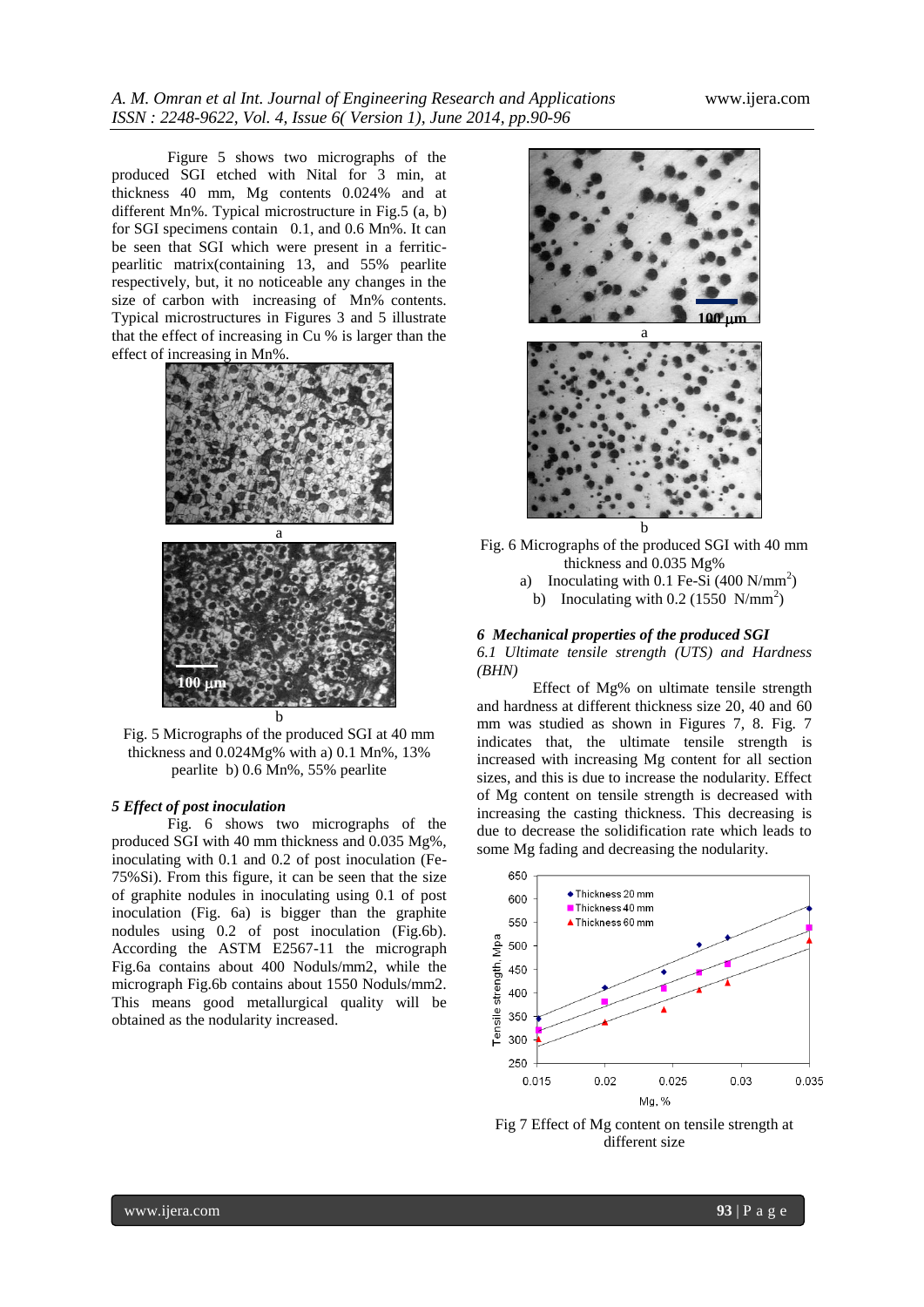Figure 5 shows two micrographs of the produced SGI etched with Nital for 3 min, at thickness 40 mm, Mg contents 0.024% and at different Mn%. Typical microstructure in Fig.5 (a, b) for SGI specimens contain 0.1, and 0.6 Mn%. It can be seen that SGI which were present in a ferritic-pearlitic matrix(containing 13, and 55% pearlite respectively, but, it no noticeable any changes in the size of carbon with increasing of Mn% contents. Typical microstructures in Figures 3 and 5 illustrate that the effect of increasing in Cu % is larger than the effect of increasing in Mn%.

Fig. 5 Micrographs of the produced SGI at 40 mm thickness and 0.024Mg% with a) 0.1 Mn%, 13% pearlite b) 0.6 Mn%, 55% pearlite

### 5 Effect of post inoculation

Fig. 6 shows two micrographs of the produced SGI with 40 mm thickness and 0.035 Mg%, inoculating with 0.1 and 0.2 of post inoculation (Fe-75%Si). From this figure, it can be seen that the size of graphite nodules in inoculating using 0.1 of post inoculation (Fig. 6a) is bigger than the graphite nodules using 0.2 of post inoculation (Fig.6b). According the ASTM E2567-11 the micrograph Fig.6a contains about 400 Noduls/mm2, while the micrograph Fig.6b contains about 1550 Noduls/mm2. This means good metallurgical quality will be obtained as the nodularity increased.

Fig. 6 Micrographs of the produced SGI with 40 mm thickness and 0.035 Mg%

a) Inoculating with 0.1 Fe-Si (400 $N/mm^2$)
b) Inoculating with 0.2 (1550 $N/mm^2$)

### 6 Mechanical properties of the produced SGI

#### *6.1 Ultimate tensile strength (UTS) and Hardness (BHN)*

Effect of Mg% on ultimate tensile strength and hardness at different thickness size 20, 40 and 60 mm was studied as shown in Figures 7, 8. Fig. 7 indicates that, the ultimate tensile strength is increased with increasing Mg content for all section sizes, and this is due to increase the nodularity. Effect of Mg content on tensile strength is decreased with increasing the casting thickness. This decreasing is due to decrease the solidification rate which leads to some Mg fading and decreasing the nodularity.

Fig 7 Effect of Mg content on tensile strength at different size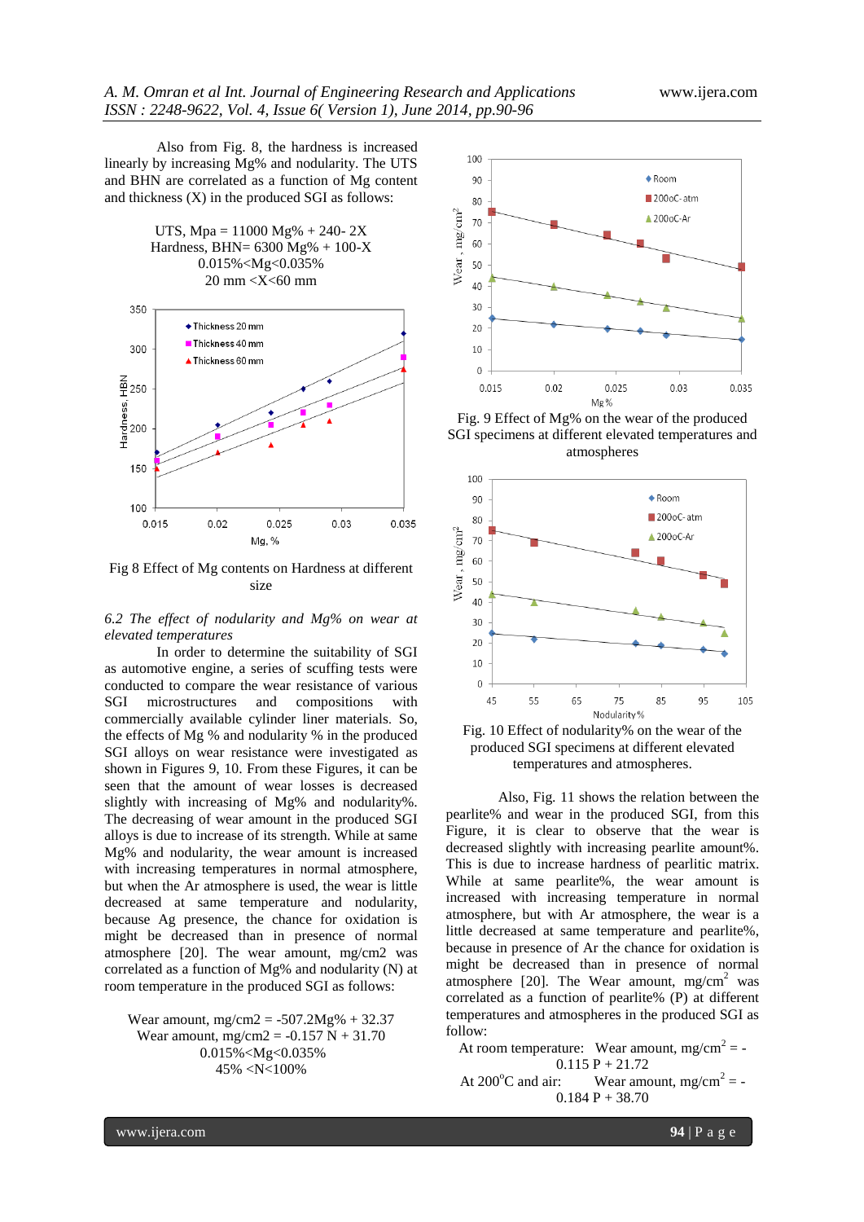Also from Fig. 8, the hardness is increased linearly by increasing Mg% and nodularity. The UTS and BHN are correlated as a function of Mg content and thickness (X) in the produced SGI as follows:

$$\text{UTS, Mpa} = 11000\ \text{Mg\%} + 240 - 2X$$
$$\text{Hardness, BHN} = 6300\ \text{Mg\%} + 100 - X$$
$$0.015\% < \text{Mg} < 0.035\%$$
$$20\ \text{mm} < X < 60\ \text{mm}$$

Fig 8 Effect of Mg contents on Hardness at different size

*6.2 The effect of nodularity and Mg% on wear at elevated temperatures*

In order to determine the suitability of SGI as automotive engine, a series of scuffing tests were conducted to compare the wear resistance of various SGI microstructures and compositions with commercially available cylinder liner materials. So, the effects of Mg % and nodularity % in the produced SGI alloys on wear resistance were investigated as shown in Figures 9, 10. From these Figures, it can be seen that the amount of wear losses is decreased slightly with increasing of Mg% and nodularity%. The decreasing of wear amount in the produced SGI alloys is due to increase of its strength. While at same Mg% and nodularity, the wear amount is increased with increasing temperatures in normal atmosphere, but when the Ar atmosphere is used, the wear is little decreased at same temperature and nodularity, because Ag presence, the chance for oxidation is might be decreased than in presence of normal atmosphere [20]. The wear amount, mg/cm2 was correlated as a function of Mg% and nodularity (N) at room temperature in the produced SGI as follows:

$$\text{Wear amount, mg/cm2} = -507.2\text{Mg\%} + 32.37$$
$$\text{Wear amount, mg/cm2} = -0.157\ N + 31.70$$
$$0.015\% < \text{Mg} < 0.035\%$$
$$45\% < N < 100\%$$

Fig. 9 Effect of Mg% on the wear of the produced SGI specimens at different elevated temperatures and atmospheres

Fig. 10 Effect of nodularity% on the wear of the produced SGI specimens at different elevated temperatures and atmospheres.

Also, Fig. 11 shows the relation between the pearlite% and wear in the produced SGI, from this Figure, it is clear to observe that the wear is decreased slightly with increasing pearlite amount%. This is due to increase hardness of pearlitic matrix. While at same pearlite%, the wear amount is increased with increasing temperature in normal atmosphere, but with Ar atmosphere, the wear is a little decreased at same temperature and pearlite%, because in presence of Ar the chance for oxidation is might be decreased than in presence of normal atmosphere [20]. The Wear amount, mg/cm$^2$ was correlated as a function of pearlite% (P) at different temperatures and atmospheres in the produced SGI as follow:

At room temperature: Wear amount, mg/cm$^2$ = $-0.115\ P + 21.72$

At 200$^{o}$C and air: Wear amount, mg/cm$^2$ = $-0.184\ P + 38.70$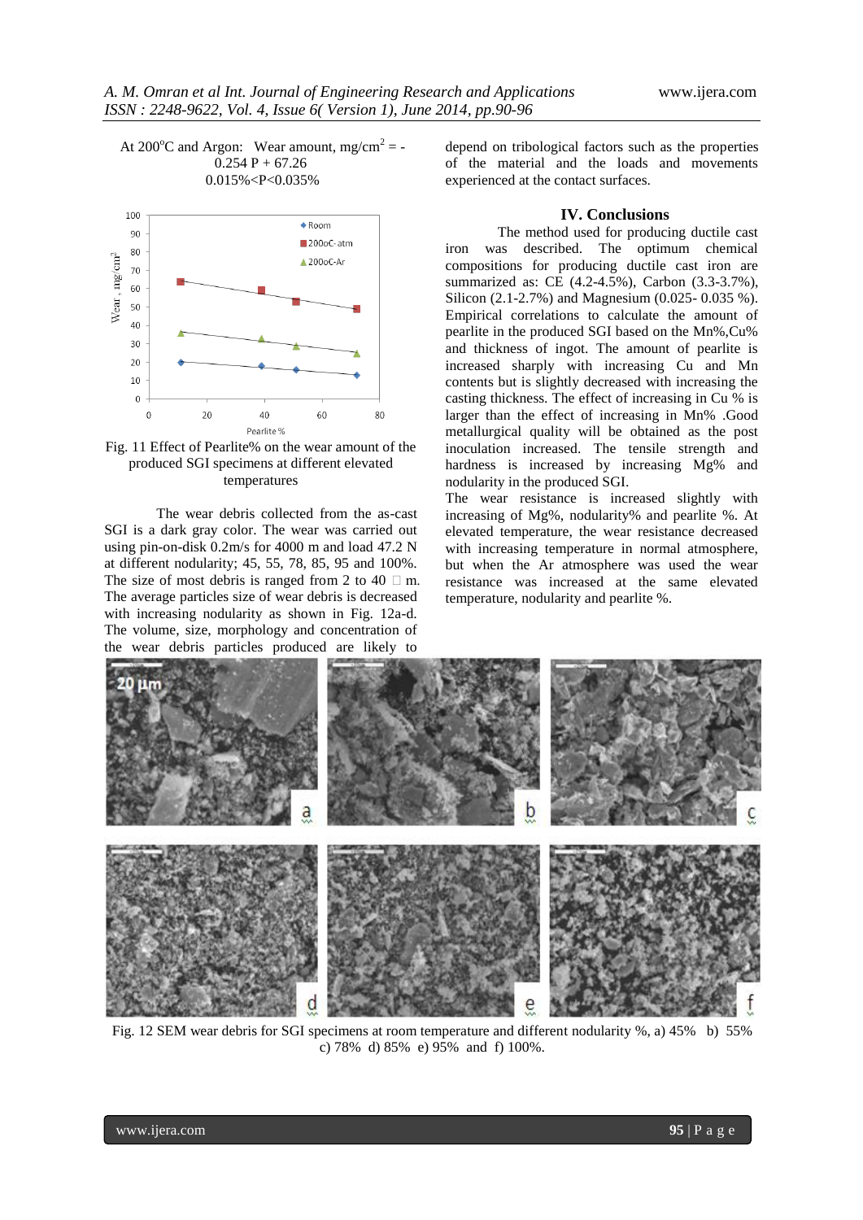At 200°C and Argon: Wear amount, mg/cm$^2$ = -0.254 P + 67.26
0.015%<P<0.035%

Fig. 11 Effect of Pearlite% on the wear amount of the produced SGI specimens at different elevated temperatures

The wear debris collected from the as-cast SGI is a dark gray color. The wear was carried out using pin-on-disk 0.2m/s for 4000 m and load 47.2 N at different nodularity; 45, 55, 78, 85, 95 and 100%. The size of most debris is ranged from 2 to 40 μm. The average particles size of wear debris is decreased with increasing nodularity as shown in Fig. 12a-d. The volume, size, morphology and concentration of the wear debris particles produced are likely to depend on tribological factors such as the properties of the material and the loads and movements experienced at the contact surfaces.

## IV. Conclusions

The method used for producing ductile cast iron was described. The optimum chemical compositions for producing ductile cast iron are summarized as: CE (4.2-4.5%), Carbon (3.3-3.7%), Silicon (2.1-2.7%) and Magnesium (0.025- 0.035 %). Empirical correlations to calculate the amount of pearlite in the produced SGI based on the Mn%,Cu% and thickness of ingot. The amount of pearlite is increased sharply with increasing Cu and Mn contents but is slightly decreased with increasing the casting thickness. The effect of increasing in Cu % is larger than the effect of increasing in Mn% .Good metallurgical quality will be obtained as the post inoculation increased. The tensile strength and hardness is increased by increasing Mg% and nodularity in the produced SGI.

The wear resistance is increased slightly with increasing of Mg%, nodularity% and pearlite %. At elevated temperature, the wear resistance decreased with increasing temperature in normal atmosphere, but when the Ar atmosphere was used the wear resistance was increased at the same elevated temperature, nodularity and pearlite %.

Fig. 12 SEM wear debris for SGI specimens at room temperature and different nodularity %, a) 45% b) 55% c) 78% d) 85% e) 95% and f) 100%.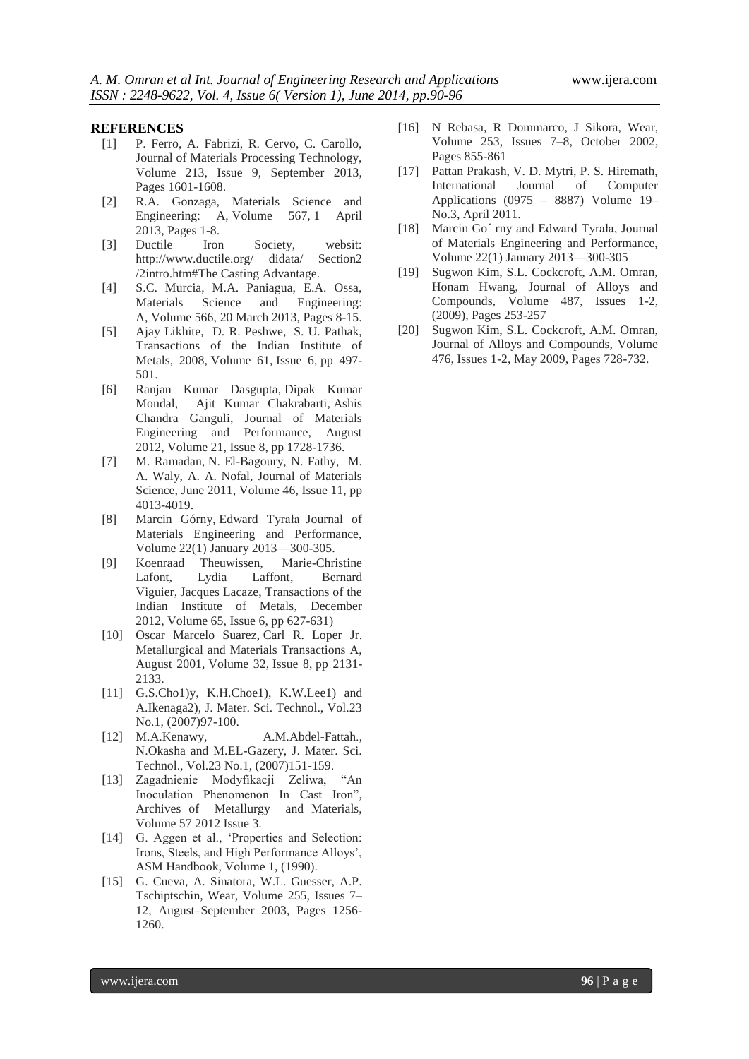## REFERENCES

[1] P. Ferro, A. Fabrizi, R. Cervo, C. Carollo, Journal of Materials Processing Technology, Volume 213, Issue 9, September 2013, Pages 1601-1608.

[2] R.A. Gonzaga, Materials Science and Engineering: A, Volume 567, 1 April 2013, Pages 1-8.

[3] Ductile Iron Society, websit: http://www.ductile.org/ didata/ Section2 /2intro.htm#The Casting Advantage.

[4] S.C. Murcia, M.A. Paniagua, E.A. Ossa, Materials Science and Engineering: A, Volume 566, 20 March 2013, Pages 8-15.

[5] Ajay Likhite, D. R. Peshwe, S. U. Pathak, Transactions of the Indian Institute of Metals, 2008, Volume 61, Issue 6, pp 497-501.

[6] Ranjan Kumar Dasgupta, Dipak Kumar Mondal, Ajit Kumar Chakrabarti, Ashis Chandra Ganguli, Journal of Materials Engineering and Performance, August 2012, Volume 21, Issue 8, pp 1728-1736.

[7] M. Ramadan, N. El-Bagoury, N. Fathy, M. A. Waly, A. A. Nofal, Journal of Materials Science, June 2011, Volume 46, Issue 11, pp 4013-4019.

[8] Marcin Górny, Edward Tyrała Journal of Materials Engineering and Performance, Volume 22(1) January 2013—300-305.

[9] Koenraad Theuwissen, Marie-Christine Lafont, Lydia Laffont, Bernard Viguier, Jacques Lacaze, Transactions of the Indian Institute of Metals, December 2012, Volume 65, Issue 6, pp 627-631)

[10] Oscar Marcelo Suarez, Carl R. Loper Jr. Metallurgical and Materials Transactions A, August 2001, Volume 32, Issue 8, pp 2131-2133.

[11] G.S.Cho1)y, K.H.Choe1), K.W.Lee1) and A.Ikenaga2), J. Mater. Sci. Technol., Vol.23 No.1, (2007)97-100.

[12] M.A.Kenawy, A.M.Abdel-Fattah., N.Okasha and M.EL-Gazery, J. Mater. Sci. Technol., Vol.23 No.1, (2007)151-159.

[13] Zagadnienie Modyfikacji Zeliwa, "An Inoculation Phenomenon In Cast Iron", Archives of Metallurgy and Materials, Volume 57 2012 Issue 3.

[14] G. Aggen et al., 'Properties and Selection: Irons, Steels, and High Performance Alloys', ASM Handbook, Volume 1, (1990).

[15] G. Cueva, A. Sinatora, W.L. Guesser, A.P. Tschiptschin, Wear, Volume 255, Issues 7–12, August–September 2003, Pages 1256-1260.

[16] N Rebasa, R Dommarco, J Sikora, Wear, Volume 253, Issues 7–8, October 2002, Pages 855-861

[17] Pattan Prakash, V. D. Mytri, P. S. Hiremath, International Journal of Computer Applications (0975 – 8887) Volume 19– No.3, April 2011.

[18] Marcin Go´ rny and Edward Tyrała, Journal of Materials Engineering and Performance, Volume 22(1) January 2013—300-305

[19] Sugwon Kim, S.L. Cockcroft, A.M. Omran, Honam Hwang, Journal of Alloys and Compounds, Volume 487, Issues 1-2, (2009), Pages 253-257

[20] Sugwon Kim, S.L. Cockcroft, A.M. Omran, Journal of Alloys and Compounds, Volume 476, Issues 1-2, May 2009, Pages 728-732.